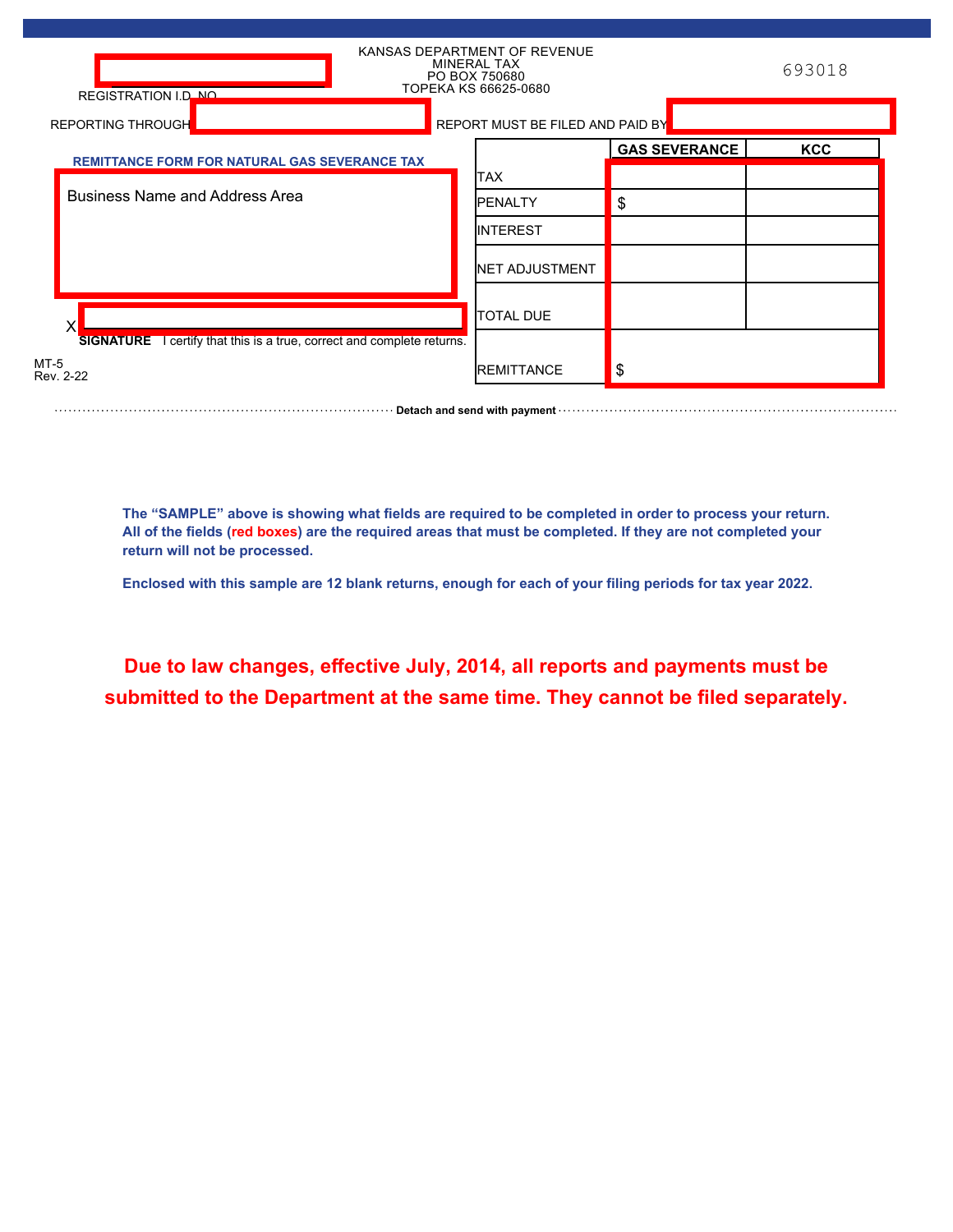KANSAS DEPARTMENT OF REVENUE
MINERAL TAX
PO BOX 750680
TOPEKA KS 66625-0680

693018

REGISTRATION I.D. NO.

REPORTING THROUGH

REPORT MUST BE FILED AND PAID BY

**REMITTANCE FORM FOR NATURAL GAS SEVERANCE TAX**

Business Name and Address Area

| | GAS SEVERANCE | KCC |
|---|---|---|
| TAX | | |
| PENALTY | $ | |
| INTEREST | | |
| NET ADJUSTMENT | | |
| TOTAL DUE | | |
| REMITTANCE | $ | |

X

**SIGNATURE** I certify that this is a true, correct and complete returns.

MT-5
Rev. 2-22

**Detach and send with payment**

**The "SAMPLE" above is showing what fields are required to be completed in order to process your return. All of the fields (red boxes) are the required areas that must be completed. If they are not completed your return will not be processed.**

**Enclosed with this sample are 12 blank returns, enough for each of your filing periods for tax year 2022.**

**Due to law changes, effective July, 2014, all reports and payments must be submitted to the Department at the same time. They cannot be filed separately.**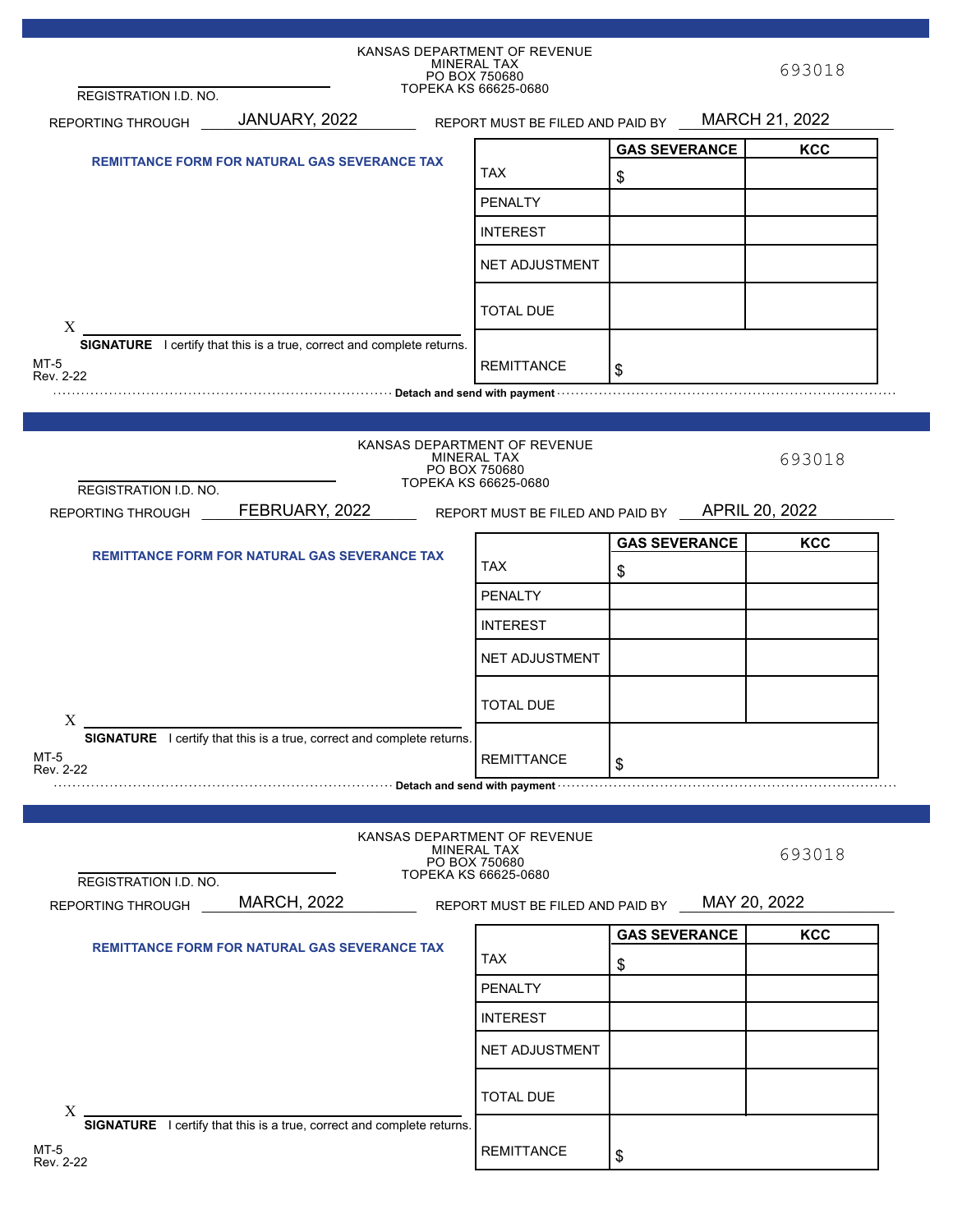KANSAS DEPARTMENT OF REVENUE
MINERAL TAX
PO BOX 750680
TOPEKA KS 66625-0680

693018

REGISTRATION I.D. NO. ______________________

REPORTING THROUGH JANUARY, 2022 REPORT MUST BE FILED AND PAID BY MARCH 21, 2022

**REMITTANCE FORM FOR NATURAL GAS SEVERANCE TAX**

| | GAS SEVERANCE | KCC |
|---|---|---|
| TAX | $ | |
| PENALTY | | |
| INTEREST | | |
| NET ADJUSTMENT | | |
| TOTAL DUE | | |
| REMITTANCE | $ | |

X ______________________

**SIGNATURE** I certify that this is a true, correct and complete returns.

MT-5
Rev. 2-22

**Detach and send with payment**

---

KANSAS DEPARTMENT OF REVENUE
MINERAL TAX
PO BOX 750680
TOPEKA KS 66625-0680

693018

REGISTRATION I.D. NO. ______________________

REPORTING THROUGH FEBRUARY, 2022 REPORT MUST BE FILED AND PAID BY APRIL 20, 2022

**REMITTANCE FORM FOR NATURAL GAS SEVERANCE TAX**

| | GAS SEVERANCE | KCC |
|---|---|---|
| TAX | $ | |
| PENALTY | | |
| INTEREST | | |
| NET ADJUSTMENT | | |
| TOTAL DUE | | |
| REMITTANCE | $ | |

X ______________________

**SIGNATURE** I certify that this is a true, correct and complete returns.

MT-5
Rev. 2-22

**Detach and send with payment**

---

KANSAS DEPARTMENT OF REVENUE
MINERAL TAX
PO BOX 750680
TOPEKA KS 66625-0680

693018

REGISTRATION I.D. NO. ______________________

REPORTING THROUGH MARCH, 2022 REPORT MUST BE FILED AND PAID BY MAY 20, 2022

**REMITTANCE FORM FOR NATURAL GAS SEVERANCE TAX**

| | GAS SEVERANCE | KCC |
|---|---|---|
| TAX | $ | |
| PENALTY | | |
| INTEREST | | |
| NET ADJUSTMENT | | |
| TOTAL DUE | | |
| REMITTANCE | $ | |

X ______________________

**SIGNATURE** I certify that this is a true, correct and complete returns.

MT-5
Rev. 2-22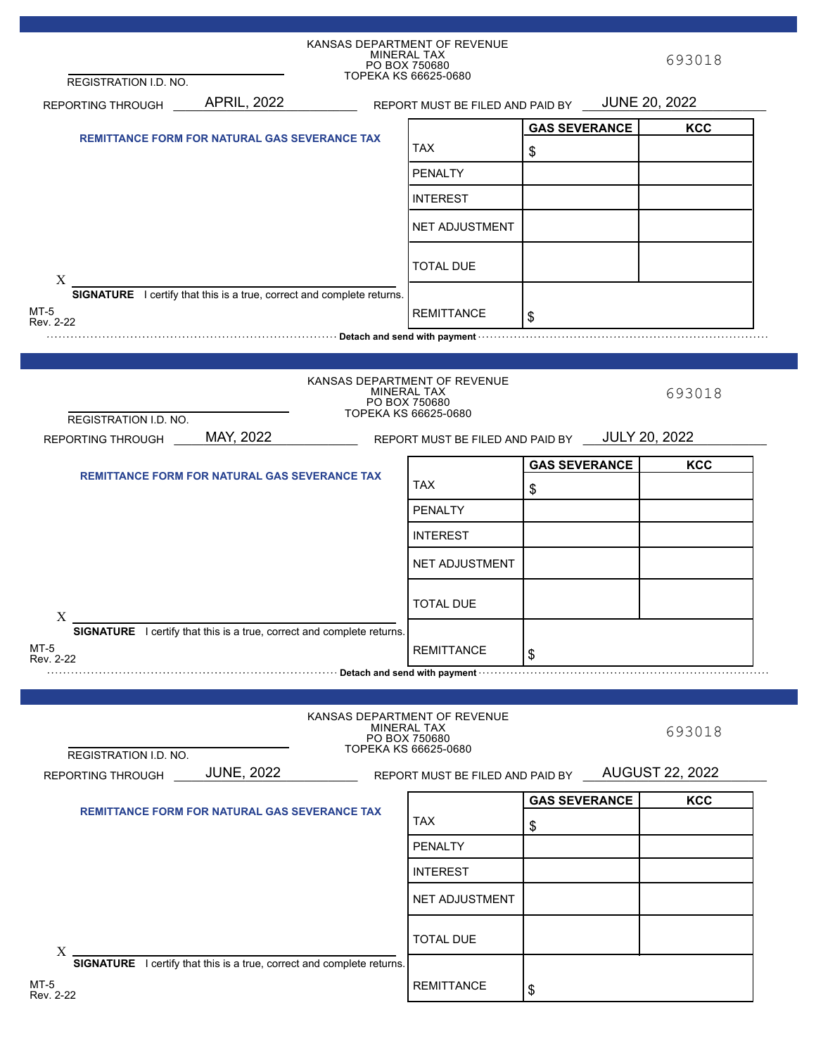KANSAS DEPARTMENT OF REVENUE
MINERAL TAX
PO BOX 750680
TOPEKA KS 66625-0680

693018

REGISTRATION I.D. NO. ____________________

REPORTING THROUGH APRIL, 2022

REPORT MUST BE FILED AND PAID BY JUNE 20, 2022

**REMITTANCE FORM FOR NATURAL GAS SEVERANCE TAX**

| | GAS SEVERANCE | KCC |
|---|---|---|
| TAX | $ | |
| PENALTY | | |
| INTEREST | | |
| NET ADJUSTMENT | | |
| TOTAL DUE | | |
| REMITTANCE | $ | |

X ____________________
**SIGNATURE** I certify that this is a true, correct and complete returns.

MT-5
Rev. 2-22

**Detach and send with payment**

---

KANSAS DEPARTMENT OF REVENUE
MINERAL TAX
PO BOX 750680
TOPEKA KS 66625-0680

693018

REGISTRATION I.D. NO. ____________________

REPORTING THROUGH MAY, 2022

REPORT MUST BE FILED AND PAID BY JULY 20, 2022

**REMITTANCE FORM FOR NATURAL GAS SEVERANCE TAX**

| | GAS SEVERANCE | KCC |
|---|---|---|
| TAX | $ | |
| PENALTY | | |
| INTEREST | | |
| NET ADJUSTMENT | | |
| TOTAL DUE | | |
| REMITTANCE | $ | |

X ____________________
**SIGNATURE** I certify that this is a true, correct and complete returns.

MT-5
Rev. 2-22

**Detach and send with payment**

---

KANSAS DEPARTMENT OF REVENUE
MINERAL TAX
PO BOX 750680
TOPEKA KS 66625-0680

693018

REGISTRATION I.D. NO. ____________________

REPORTING THROUGH JUNE, 2022

REPORT MUST BE FILED AND PAID BY AUGUST 22, 2022

**REMITTANCE FORM FOR NATURAL GAS SEVERANCE TAX**

| | GAS SEVERANCE | KCC |
|---|---|---|
| TAX | $ | |
| PENALTY | | |
| INTEREST | | |
| NET ADJUSTMENT | | |
| TOTAL DUE | | |
| REMITTANCE | $ | |

X ____________________
**SIGNATURE** I certify that this is a true, correct and complete returns.

MT-5
Rev. 2-22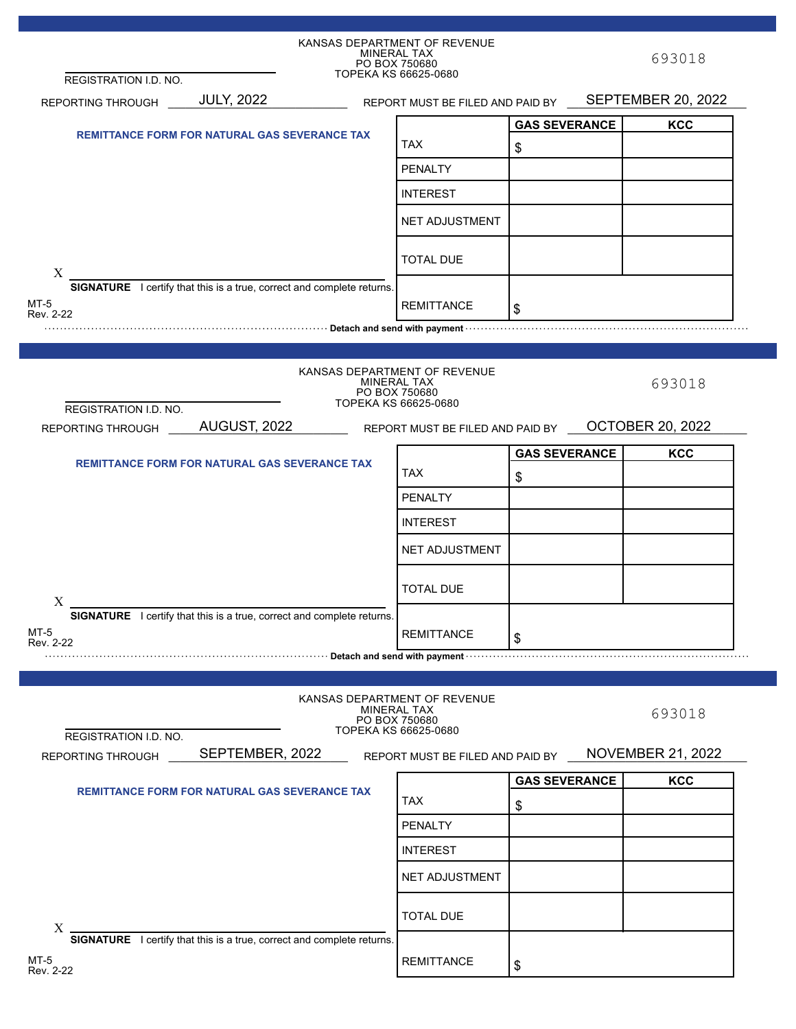KANSAS DEPARTMENT OF REVENUE
MINERAL TAX
PO BOX 750680
TOPEKA KS 66625-0680

693018

REGISTRATION I.D. NO.

REPORTING THROUGH JULY, 2022

REPORT MUST BE FILED AND PAID BY SEPTEMBER 20, 2022

**REMITTANCE FORM FOR NATURAL GAS SEVERANCE TAX**

| | GAS SEVERANCE | KCC |
|---|---|---|
| TAX | $ | |
| PENALTY | | |
| INTEREST | | |
| NET ADJUSTMENT | | |
| TOTAL DUE | | |
| REMITTANCE | $ | |

X

**SIGNATURE** I certify that this is a true, correct and complete returns.

MT-5
Rev. 2-22

**Detach and send with payment**

---

KANSAS DEPARTMENT OF REVENUE
MINERAL TAX
PO BOX 750680
TOPEKA KS 66625-0680

693018

REGISTRATION I.D. NO.

REPORTING THROUGH AUGUST, 2022

REPORT MUST BE FILED AND PAID BY OCTOBER 20, 2022

**REMITTANCE FORM FOR NATURAL GAS SEVERANCE TAX**

| | GAS SEVERANCE | KCC |
|---|---|---|
| TAX | $ | |
| PENALTY | | |
| INTEREST | | |
| NET ADJUSTMENT | | |
| TOTAL DUE | | |
| REMITTANCE | $ | |

X

**SIGNATURE** I certify that this is a true, correct and complete returns.

MT-5
Rev. 2-22

**Detach and send with payment**

---

KANSAS DEPARTMENT OF REVENUE
MINERAL TAX
PO BOX 750680
TOPEKA KS 66625-0680

693018

REGISTRATION I.D. NO.

REPORTING THROUGH SEPTEMBER, 2022

REPORT MUST BE FILED AND PAID BY NOVEMBER 21, 2022

**REMITTANCE FORM FOR NATURAL GAS SEVERANCE TAX**

| | GAS SEVERANCE | KCC |
|---|---|---|
| TAX | $ | |
| PENALTY | | |
| INTEREST | | |
| NET ADJUSTMENT | | |
| TOTAL DUE | | |
| REMITTANCE | $ | |

X

**SIGNATURE** I certify that this is a true, correct and complete returns.

MT-5
Rev. 2-22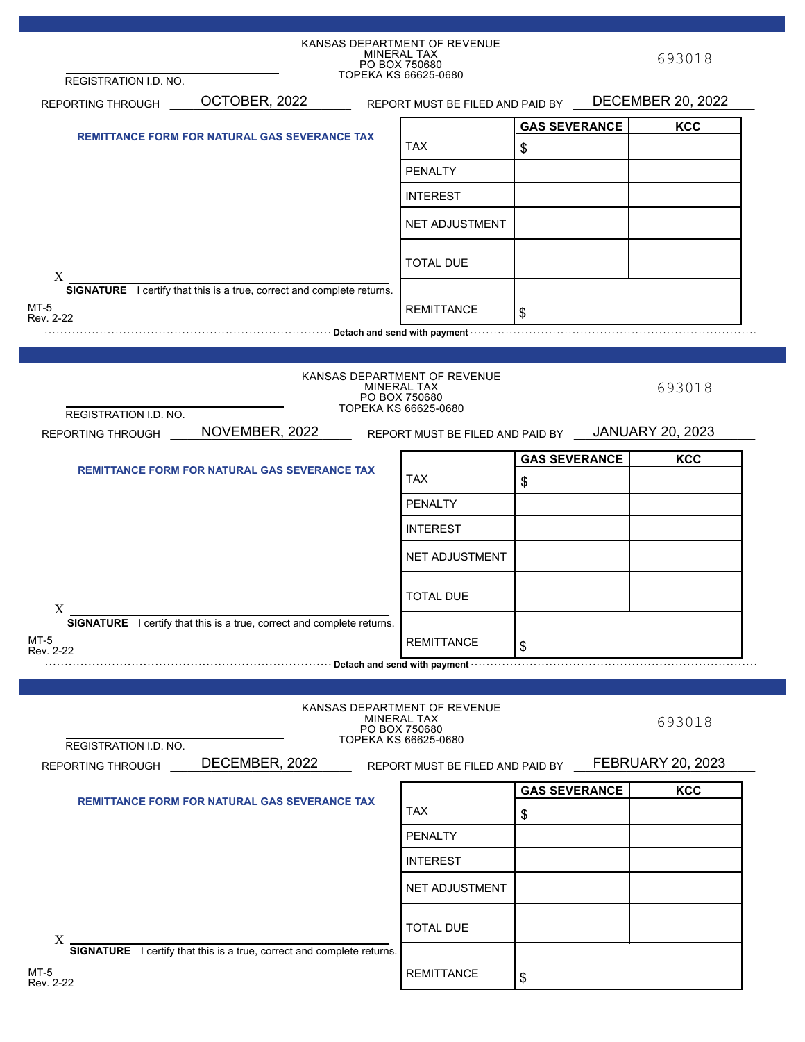KANSAS DEPARTMENT OF REVENUE
MINERAL TAX
PO BOX 750680
TOPEKA KS 66625-0680

693018

REGISTRATION I.D. NO.

REPORTING THROUGH OCTOBER, 2022 REPORT MUST BE FILED AND PAID BY DECEMBER 20, 2022

**REMITTANCE FORM FOR NATURAL GAS SEVERANCE TAX**

| | GAS SEVERANCE | KCC |
|---|---|---|
| TAX | $ | |
| PENALTY | | |
| INTEREST | | |
| NET ADJUSTMENT | | |
| TOTAL DUE | | |
| REMITTANCE | $ | |

X

**SIGNATURE** I certify that this is a true, correct and complete returns.

MT-5
Rev. 2-22

Detach and send with payment

KANSAS DEPARTMENT OF REVENUE
MINERAL TAX
PO BOX 750680
TOPEKA KS 66625-0680

693018

REGISTRATION I.D. NO.

REPORTING THROUGH NOVEMBER, 2022 REPORT MUST BE FILED AND PAID BY JANUARY 20, 2023

**REMITTANCE FORM FOR NATURAL GAS SEVERANCE TAX**

| | GAS SEVERANCE | KCC |
|---|---|---|
| TAX | $ | |
| PENALTY | | |
| INTEREST | | |
| NET ADJUSTMENT | | |
| TOTAL DUE | | |
| REMITTANCE | $ | |

X

**SIGNATURE** I certify that this is a true, correct and complete returns.

MT-5
Rev. 2-22

Detach and send with payment

KANSAS DEPARTMENT OF REVENUE
MINERAL TAX
PO BOX 750680
TOPEKA KS 66625-0680

693018

REGISTRATION I.D. NO.

REPORTING THROUGH DECEMBER, 2022 REPORT MUST BE FILED AND PAID BY FEBRUARY 20, 2023

**REMITTANCE FORM FOR NATURAL GAS SEVERANCE TAX**

| | GAS SEVERANCE | KCC |
|---|---|---|
| TAX | $ | |
| PENALTY | | |
| INTEREST | | |
| NET ADJUSTMENT | | |
| TOTAL DUE | | |
| REMITTANCE | $ | |

X

**SIGNATURE** I certify that this is a true, correct and complete returns.

MT-5
Rev. 2-22